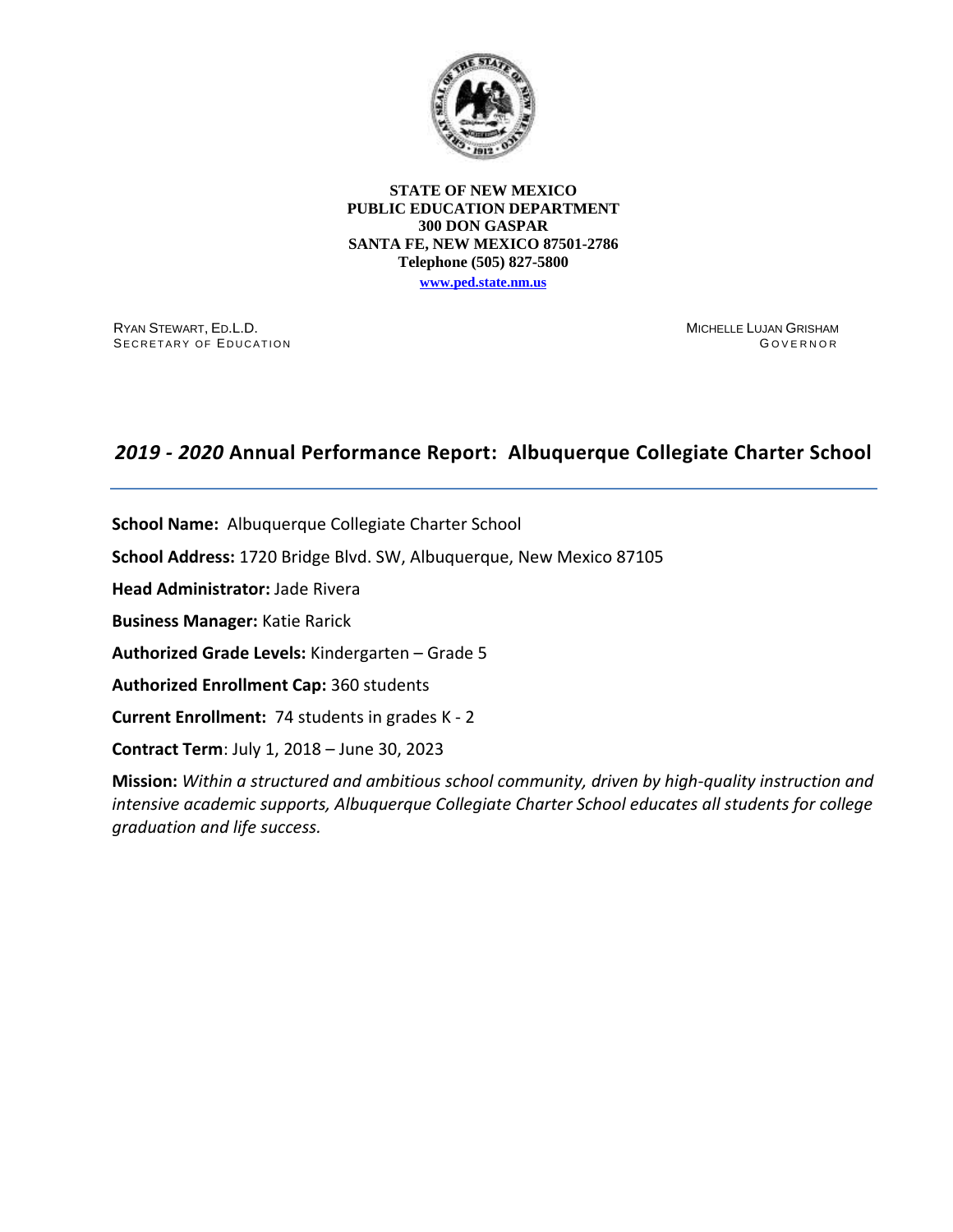**STATE OF NEW MEXICO**
**PUBLIC EDUCATION DEPARTMENT**
**300 DON GASPAR**
**SANTA FE, NEW MEXICO 87501-2786**
**Telephone (505) 827-5800**
**www.ped.state.nm.us**

RYAN STEWART, ED.L.D.
SECRETARY OF EDUCATION

MICHELLE LUJAN GRISHAM
GOVERNOR

# *2019 - 2020* Annual Performance Report: Albuquerque Collegiate Charter School

**School Name:** Albuquerque Collegiate Charter School

**School Address:** 1720 Bridge Blvd. SW, Albuquerque, New Mexico 87105

**Head Administrator:** Jade Rivera

**Business Manager:** Katie Rarick

**Authorized Grade Levels:** Kindergarten – Grade 5

**Authorized Enrollment Cap:** 360 students

**Current Enrollment:** 74 students in grades K - 2

**Contract Term**: July 1, 2018 – June 30, 2023

**Mission:** *Within a structured and ambitious school community, driven by high-quality instruction and intensive academic supports, Albuquerque Collegiate Charter School educates all students for college graduation and life success.*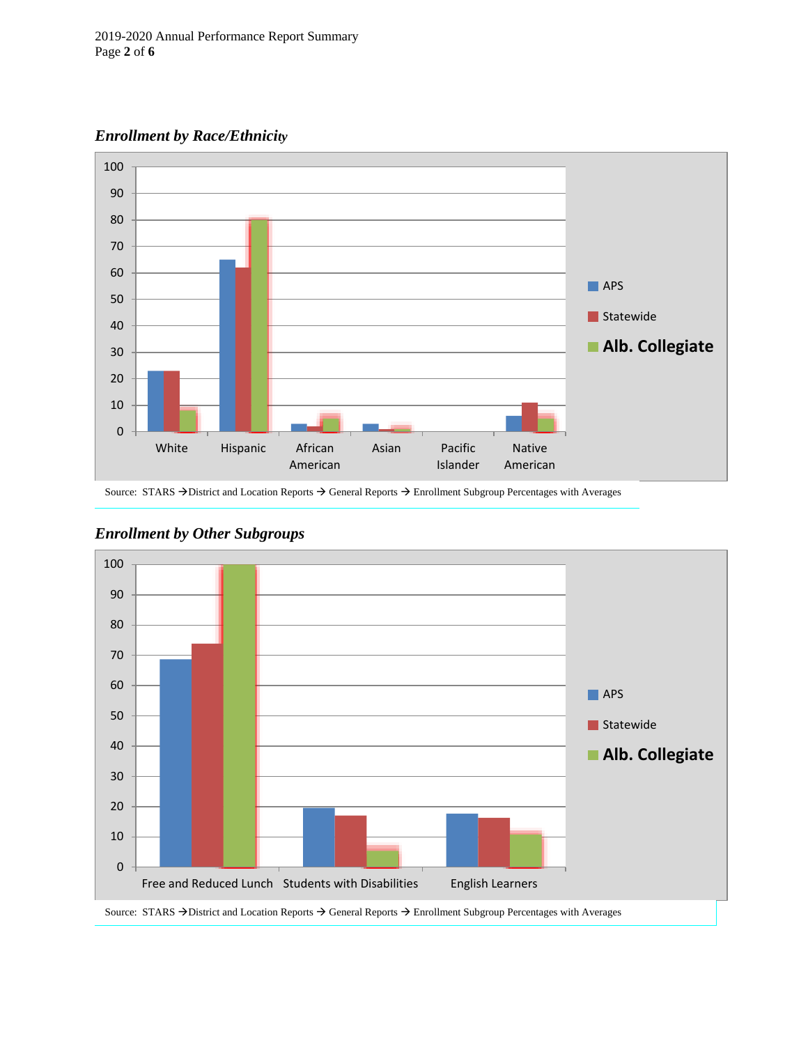### *Enrollment by Race/Ethnicity*

100
90
80
70
60
50
40
30
20
10
0

White
Hispanic
African American
Asian
Pacific Islander
Native American

APS
Statewide
**Alb. Collegiate**

Source: STARS →District and Location Reports → General Reports → Enrollment Subgroup Percentages with Averages

### *Enrollment by Other Subgroups*

100
90
80
70
60
50
40
30
20
10
0

Free and Reduced Lunch
Students with Disabilities
English Learners

APS
Statewide
**Alb. Collegiate**

Source: STARS →District and Location Reports → General Reports → Enrollment Subgroup Percentages with Averages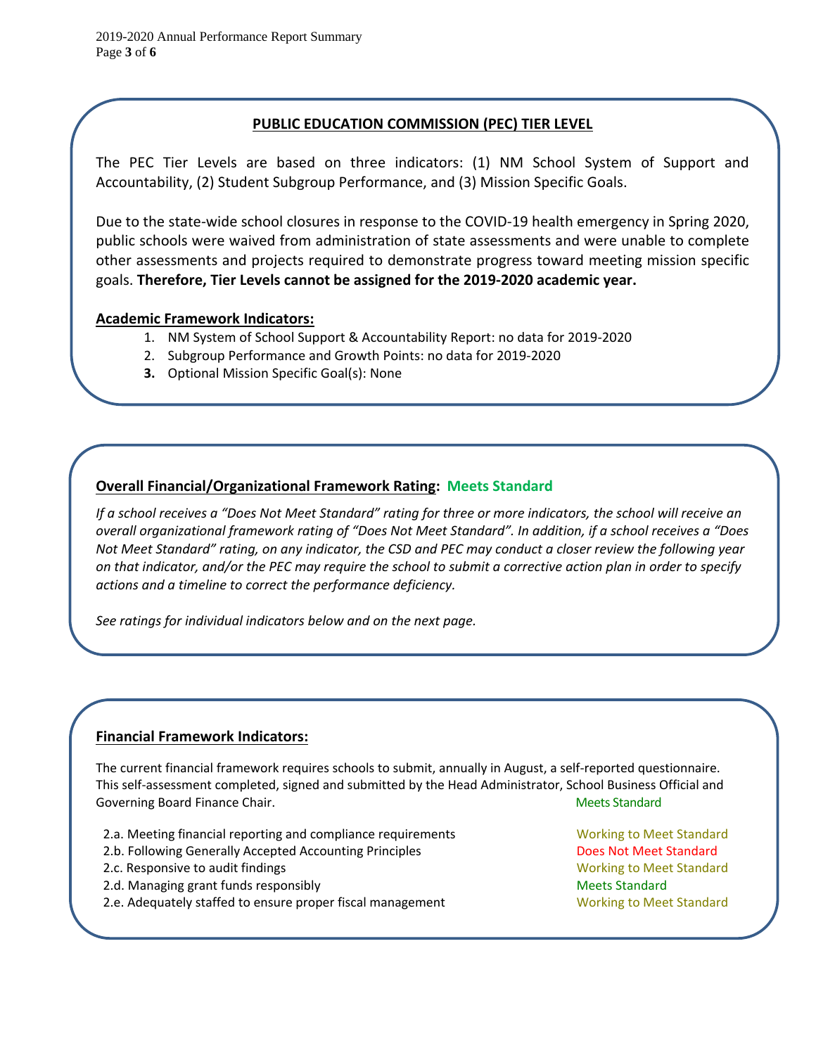## PUBLIC EDUCATION COMMISSION (PEC) TIER LEVEL

The PEC Tier Levels are based on three indicators: (1) NM School System of Support and Accountability, (2) Student Subgroup Performance, and (3) Mission Specific Goals.

Due to the state-wide school closures in response to the COVID-19 health emergency in Spring 2020, public schools were waived from administration of state assessments and were unable to complete other assessments and projects required to demonstrate progress toward meeting mission specific goals. **Therefore, Tier Levels cannot be assigned for the 2019-2020 academic year.**

**Academic Framework Indicators:**

1. NM System of School Support & Accountability Report: no data for 2019-2020
2. Subgroup Performance and Growth Points: no data for 2019-2020
3. Optional Mission Specific Goal(s): None

**Overall Financial/Organizational Framework Rating: Meets Standard**

*If a school receives a "Does Not Meet Standard" rating for three or more indicators, the school will receive an overall organizational framework rating of "Does Not Meet Standard". In addition, if a school receives a "Does Not Meet Standard" rating, on any indicator, the CSD and PEC may conduct a closer review the following year on that indicator, and/or the PEC may require the school to submit a corrective action plan in order to specify actions and a timeline to correct the performance deficiency.*

*See ratings for individual indicators below and on the next page.*

**Financial Framework Indicators:**

The current financial framework requires schools to submit, annually in August, a self-reported questionnaire. This self-assessment completed, signed and submitted by the Head Administrator, School Business Official and Governing Board Finance Chair. Meets Standard

| | |
|---|---|
| 2.a. Meeting financial reporting and compliance requirements | Working to Meet Standard |
| 2.b. Following Generally Accepted Accounting Principles | Does Not Meet Standard |
| 2.c. Responsive to audit findings | Working to Meet Standard |
| 2.d. Managing grant funds responsibly | Meets Standard |
| 2.e. Adequately staffed to ensure proper fiscal management | Working to Meet Standard |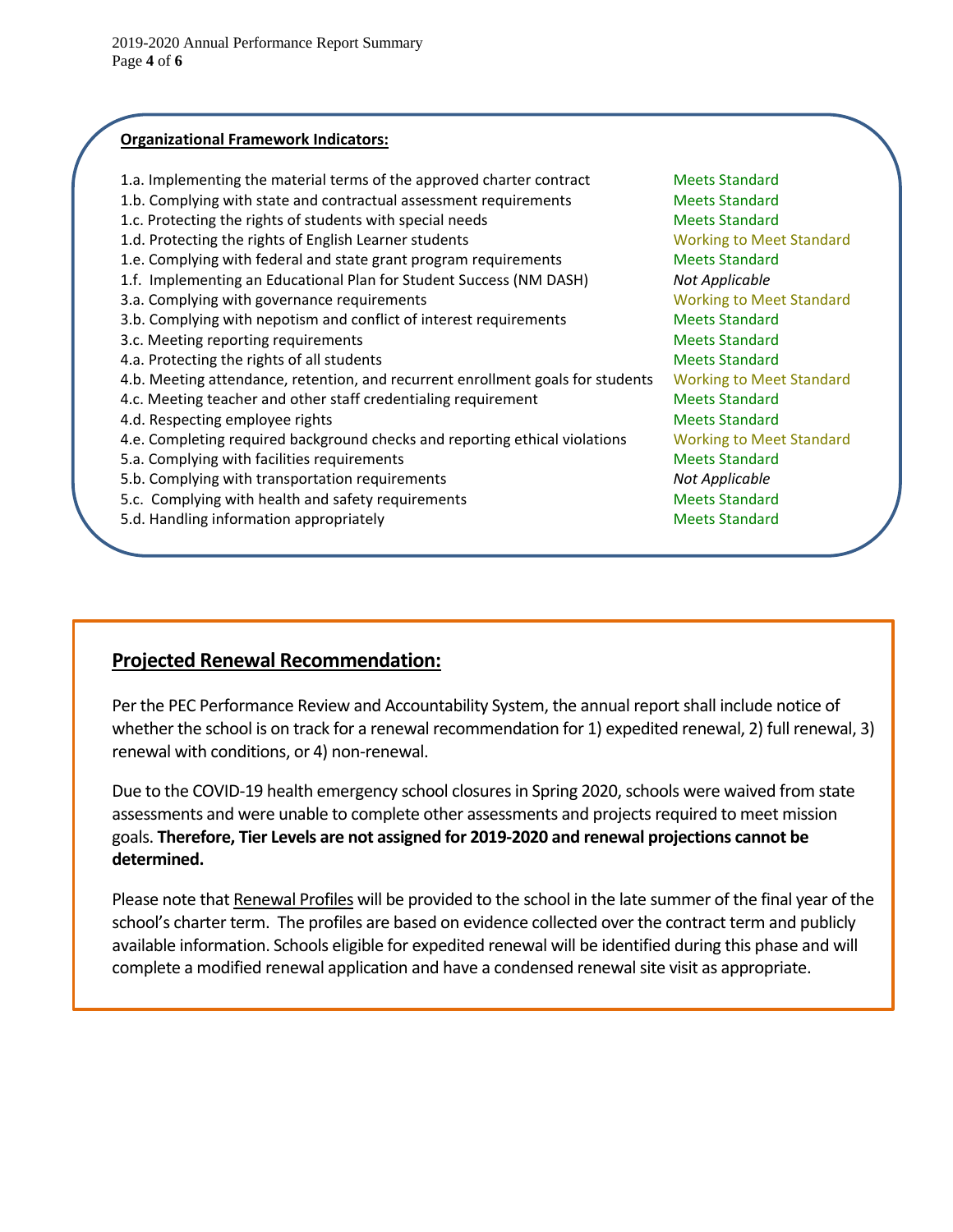**Organizational Framework Indicators:**

| | |
|---|---|
| 1.a. Implementing the material terms of the approved charter contract | Meets Standard |
| 1.b. Complying with state and contractual assessment requirements | Meets Standard |
| 1.c. Protecting the rights of students with special needs | Meets Standard |
| 1.d. Protecting the rights of English Learner students | Working to Meet Standard |
| 1.e. Complying with federal and state grant program requirements | Meets Standard |
| 1.f. Implementing an Educational Plan for Student Success (NM DASH) | *Not Applicable* |
| 3.a. Complying with governance requirements | Working to Meet Standard |
| 3.b. Complying with nepotism and conflict of interest requirements | Meets Standard |
| 3.c. Meeting reporting requirements | Meets Standard |
| 4.a. Protecting the rights of all students | Meets Standard |
| 4.b. Meeting attendance, retention, and recurrent enrollment goals for students | Working to Meet Standard |
| 4.c. Meeting teacher and other staff credentialing requirement | Meets Standard |
| 4.d. Respecting employee rights | Meets Standard |
| 4.e. Completing required background checks and reporting ethical violations | Working to Meet Standard |
| 5.a. Complying with facilities requirements | Meets Standard |
| 5.b. Complying with transportation requirements | *Not Applicable* |
| 5.c. Complying with health and safety requirements | Meets Standard |
| 5.d. Handling information appropriately | Meets Standard |

## Projected Renewal Recommendation:

Per the PEC Performance Review and Accountability System, the annual report shall include notice of whether the school is on track for a renewal recommendation for 1) expedited renewal, 2) full renewal, 3) renewal with conditions, or 4) non-renewal.

Due to the COVID-19 health emergency school closures in Spring 2020, schools were waived from state assessments and were unable to complete other assessments and projects required to meet mission goals. **Therefore, Tier Levels are not assigned for 2019-2020 and renewal projections cannot be determined.**

Please note that Renewal Profiles will be provided to the school in the late summer of the final year of the school's charter term. The profiles are based on evidence collected over the contract term and publicly available information. Schools eligible for expedited renewal will be identified during this phase and will complete a modified renewal application and have a condensed renewal site visit as appropriate.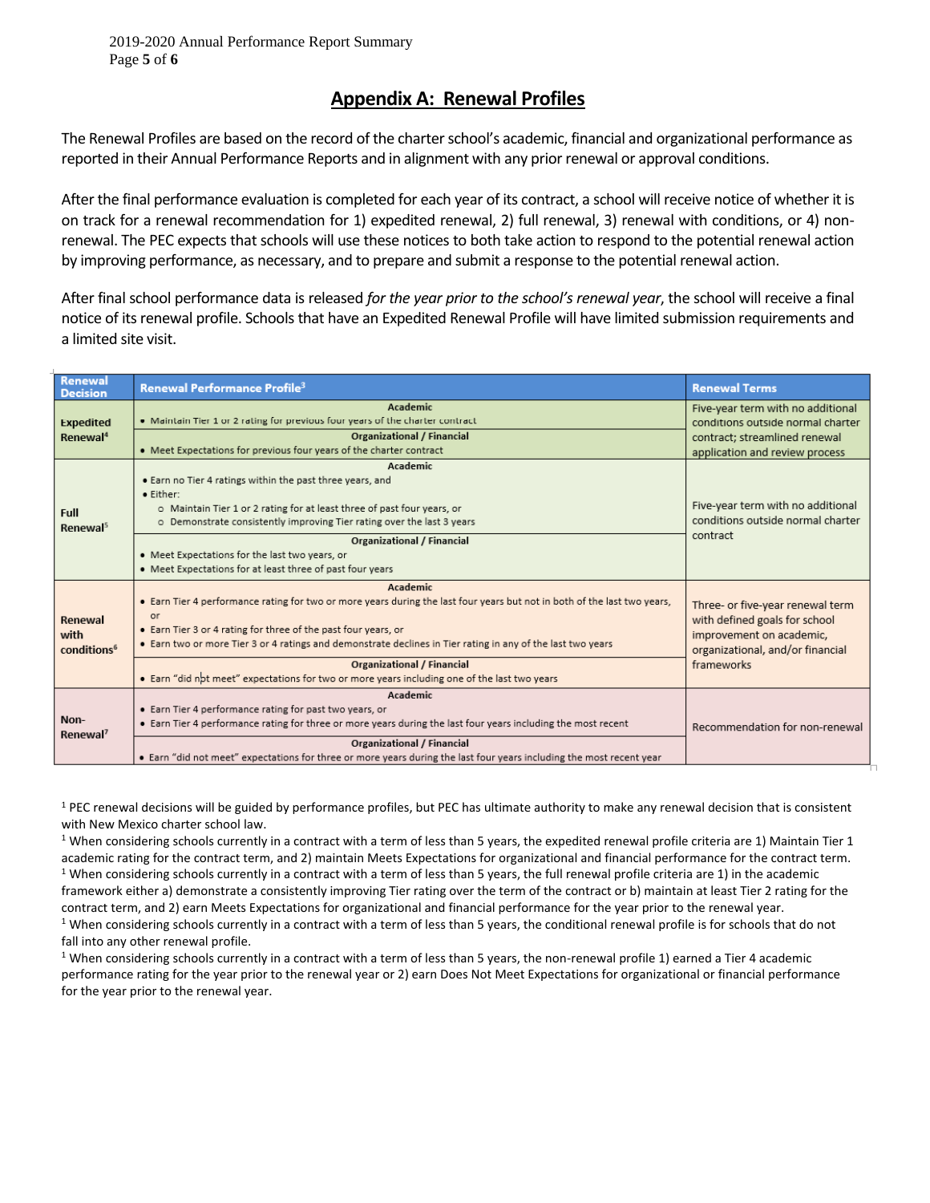## Appendix A: Renewal Profiles

The Renewal Profiles are based on the record of the charter school's academic, financial and organizational performance as reported in their Annual Performance Reports and in alignment with any prior renewal or approval conditions.

After the final performance evaluation is completed for each year of its contract, a school will receive notice of whether it is on track for a renewal recommendation for 1) expedited renewal, 2) full renewal, 3) renewal with conditions, or 4) non-renewal. The PEC expects that schools will use these notices to both take action to respond to the potential renewal action by improving performance, as necessary, and to prepare and submit a response to the potential renewal action.

After final school performance data is released *for the year prior to the school's renewal year*, the school will receive a final notice of its renewal profile. Schools that have an Expedited Renewal Profile will have limited submission requirements and a limited site visit.

| Renewal Decision | Renewal Performance Profile[3] | Renewal Terms |
|---|---|---|
| Expedited Renewal[4] | **Academic**<br>• Maintain Tier 1 or 2 rating for previous four years of the charter contract<br>**Organizational / Financial**<br>• Meet Expectations for previous four years of the charter contract | Five-year term with no additional conditions outside normal charter contract; streamlined renewal application and review process |
| Full Renewal[5] | **Academic**<br>• Earn no Tier 4 ratings within the past three years, and<br>• Either:<br>○ Maintain Tier 1 or 2 rating for at least three of past four years, or<br>○ Demonstrate consistently improving Tier rating over the last 3 years<br>**Organizational / Financial**<br>• Meet Expectations for the last two years, or<br>• Meet Expectations for at least three of past four years | Five-year term with no additional conditions outside normal charter contract |
| Renewal with conditions[6] | **Academic**<br>• Earn Tier 4 performance rating for two or more years during the last four years but not in both of the last two years, or<br>• Earn Tier 3 or 4 rating for three of the past four years, or<br>• Earn two or more Tier 3 or 4 ratings and demonstrate declines in Tier rating in any of the last two years<br>**Organizational / Financial**<br>• Earn "did not meet" expectations for two or more years including one of the last two years | Three- or five-year renewal term with defined goals for school improvement on academic, organizational, and/or financial frameworks |
| Non-Renewal[7] | **Academic**<br>• Earn Tier 4 performance rating for past two years, or<br>• Earn Tier 4 performance rating for three or more years during the last four years including the most recent<br>**Organizational / Financial**<br>• Earn "did not meet" expectations for three or more years during the last four years including the most recent year | Recommendation for non-renewal |

[1] PEC renewal decisions will be guided by performance profiles, but PEC has ultimate authority to make any renewal decision that is consistent with New Mexico charter school law.

[1] When considering schools currently in a contract with a term of less than 5 years, the expedited renewal profile criteria are 1) Maintain Tier 1 academic rating for the contract term, and 2) maintain Meets Expectations for organizational and financial performance for the contract term.

[1] When considering schools currently in a contract with a term of less than 5 years, the full renewal profile criteria are 1) in the academic framework either a) demonstrate a consistently improving Tier rating over the term of the contract or b) maintain at least Tier 2 rating for the contract term, and 2) earn Meets Expectations for organizational and financial performance for the year prior to the renewal year.

[1] When considering schools currently in a contract with a term of less than 5 years, the conditional renewal profile is for schools that do not fall into any other renewal profile.

[1] When considering schools currently in a contract with a term of less than 5 years, the non-renewal profile 1) earned a Tier 4 academic performance rating for the year prior to the renewal year or 2) earn Does Not Meet Expectations for organizational or financial performance for the year prior to the renewal year.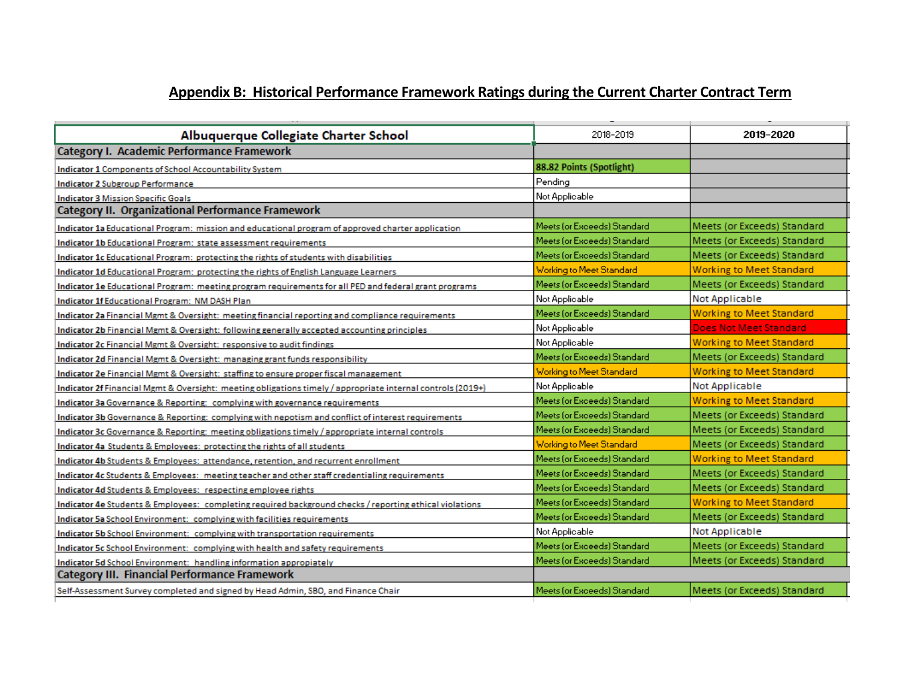## Appendix B: Historical Performance Framework Ratings during the Current Charter Contract Term

| Albuquerque Collegiate Charter School | 2018-2019 | 2019-2020 |
|---|---|---|
| **Category I. Academic Performance Framework** | | |
| **Indicator 1** Components of School Accountability System | 88.82 Points (Spotlight) | |
| **Indicator 2** Subgroup Performance | Pending | |
| **Indicator 3** Mission Specific Goals | Not Applicable | |
| **Category II. Organizational Performance Framework** | | |
| **Indicator 1a** Educational Program: mission and educational program of approved charter application | Meets (or Exceeds) Standard | Meets (or Exceeds) Standard |
| **Indicator 1b** Educational Program: state assessment requirements | Meets (or Exceeds) Standard | Meets (or Exceeds) Standard |
| **Indicator 1c** Educational Program: protecting the rights of students with disabilities | Meets (or Exceeds) Standard | Meets (or Exceeds) Standard |
| **Indicator 1d** Educational Program: protecting the rights of English Language Learners | Working to Meet Standard | Working to Meet Standard |
| **Indicator 1e** Educational Program: meeting program requirements for all PED and federal grant programs | Meets (or Exceeds) Standard | Meets (or Exceeds) Standard |
| **Indicator 1f** Educational Program: NM DASH Plan | Not Applicable | Not Applicable |
| **Indicator 2a** Financial Mgmt & Oversight: meeting financial reporting and compliance requirements | Meets (or Exceeds) Standard | Working to Meet Standard |
| **Indicator 2b** Financial Mgmt & Oversight: following generally accepted accounting principles | Not Applicable | Does Not Meet Standard |
| **Indicator 2c** Financial Mgmt & Oversight: responsive to audit findings | Not Applicable | Working to Meet Standard |
| **Indicator 2d** Financial Mgmt & Oversight: managing grant funds responsibility | Meets (or Exceeds) Standard | Meets (or Exceeds) Standard |
| **Indicator 2e** Financial Mgmt & Oversight: staffing to ensure proper fiscal management | Working to Meet Standard | Working to Meet Standard |
| **Indicator 2f** Financial Mgmt & Oversight: meeting obligations timely / appropriate internal controls (2019+) | Not Applicable | Not Applicable |
| **Indicator 3a** Governance & Reporting: complying with governance requirements | Meets (or Exceeds) Standard | Working to Meet Standard |
| **Indicator 3b** Governance & Reporting: complying with nepotism and conflict of interest requirements | Meets (or Exceeds) Standard | Meets (or Exceeds) Standard |
| **Indicator 3c** Governance & Reporting: meeting obligations timely / appropriate internal controls | Meets (or Exceeds) Standard | Meets (or Exceeds) Standard |
| **Indicator 4a** Students & Employees: protecting the rights of all students | Working to Meet Standard | Meets (or Exceeds) Standard |
| **Indicator 4b** Students & Employees: attendance, retention, and recurrent enrollment | Meets (or Exceeds) Standard | Working to Meet Standard |
| **Indicator 4c** Students & Employees: meeting teacher and other staff credentialing requirements | Meets (or Exceeds) Standard | Meets (or Exceeds) Standard |
| **Indicator 4d** Students & Employees: respecting employee rights | Meets (or Exceeds) Standard | Meets (or Exceeds) Standard |
| **Indicator 4e** Students & Employees: completing required background checks / reporting ethical violations | Meets (or Exceeds) Standard | Working to Meet Standard |
| **Indicator 5a** School Environment: complying with facilities requirements | Meets (or Exceeds) Standard | Meets (or Exceeds) Standard |
| **Indicator 5b** School Environment: complying with transportation requirements | Not Applicable | Not Applicable |
| **Indicator 5c** School Environment: complying with health and safety requirements | Meets (or Exceeds) Standard | Meets (or Exceeds) Standard |
| **Indicator 5d** School Environment: handling information appropiately | Meets (or Exceeds) Standard | Meets (or Exceeds) Standard |
| **Category III. Financial Performance Framework** | | |
| Self-Assessment Survey completed and signed by Head Admin, SBO, and Finance Chair | Meets (or Exceeds) Standard | Meets (or Exceeds) Standard |